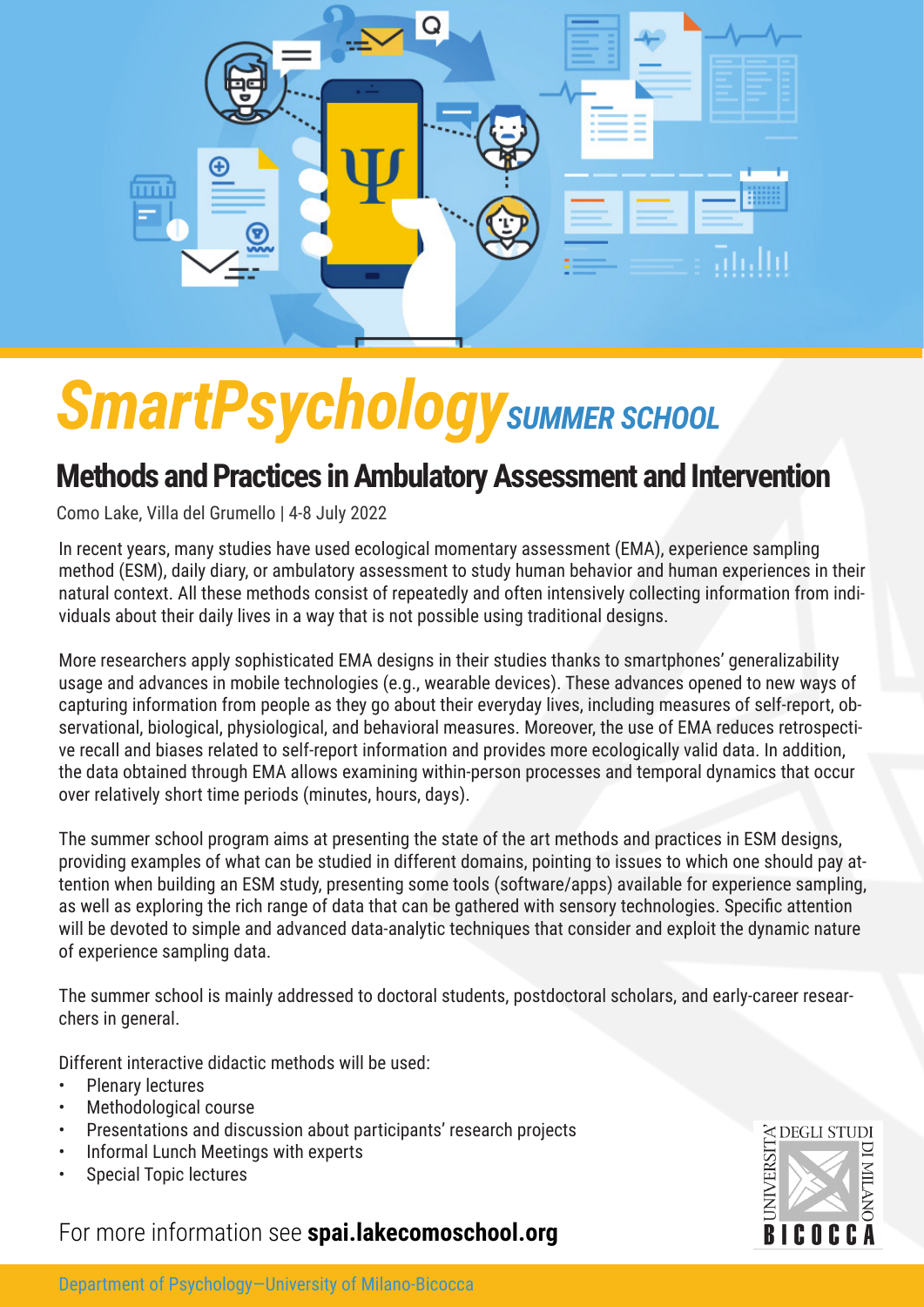# SmartPsychology *SUMMER SCHOOL*

## Methods and Practices in Ambulatory Assessment and Intervention

Como Lake, Villa del Grumello | 4-8 July 2022

In recent years, many studies have used ecological momentary assessment (EMA), experience sampling method (ESM), daily diary, or ambulatory assessment to study human behavior and human experiences in their natural context. All these methods consist of repeatedly and often intensively collecting information from individuals about their daily lives in a way that is not possible using traditional designs.

More researchers apply sophisticated EMA designs in their studies thanks to smartphones' generalizability usage and advances in mobile technologies (e.g., wearable devices). These advances opened to new ways of capturing information from people as they go about their everyday lives, including measures of self-report, observational, biological, physiological, and behavioral measures. Moreover, the use of EMA reduces retrospective recall and biases related to self-report information and provides more ecologically valid data. In addition, the data obtained through EMA allows examining within-person processes and temporal dynamics that occur over relatively short time periods (minutes, hours, days).

The summer school program aims at presenting the state of the art methods and practices in ESM designs, providing examples of what can be studied in different domains, pointing to issues to which one should pay attention when building an ESM study, presenting some tools (software/apps) available for experience sampling, as well as exploring the rich range of data that can be gathered with sensory technologies. Specific attention will be devoted to simple and advanced data-analytic techniques that consider and exploit the dynamic nature of experience sampling data.

The summer school is mainly addressed to doctoral students, postdoctoral scholars, and early-career researchers in general.

Different interactive didactic methods will be used:

- Plenary lectures
- Methodological course
- Presentations and discussion about participants' research projects
- Informal Lunch Meetings with experts
- Special Topic lectures

For more information see **spai.lakecomoschool.org**

UNIVERSITÀ DEGLI STUDI DI MILANO BICOCCA

Department of Psychology—University of Milano-Bicocca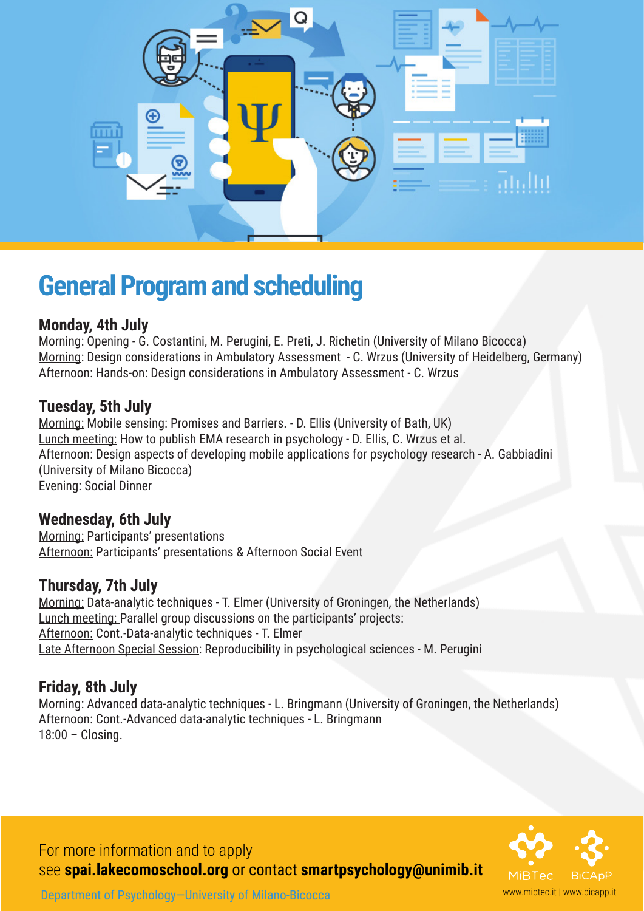# General Program and scheduling

### Monday, 4th July

Morning: Opening - G. Costantini, M. Perugini, E. Preti, J. Richetin (University of Milano Bicocca)
Morning: Design considerations in Ambulatory Assessment - C. Wrzus (University of Heidelberg, Germany)
Afternoon: Hands-on: Design considerations in Ambulatory Assessment - C. Wrzus

### Tuesday, 5th July

Morning: Mobile sensing: Promises and Barriers. - D. Ellis (University of Bath, UK)
Lunch meeting: How to publish EMA research in psychology - D. Ellis, C. Wrzus et al.
Afternoon: Design aspects of developing mobile applications for psychology research - A. Gabbiadini (University of Milano Bicocca)
Evening: Social Dinner

### Wednesday, 6th July

Morning: Participants' presentations
Afternoon: Participants' presentations & Afternoon Social Event

### Thursday, 7th July

Morning: Data-analytic techniques - T. Elmer (University of Groningen, the Netherlands)
Lunch meeting: Parallel group discussions on the participants' projects:
Afternoon: Cont.-Data-analytic techniques - T. Elmer
Late Afternoon Special Session: Reproducibility in psychological sciences - M. Perugini

### Friday, 8th July

Morning: Advanced data-analytic techniques - L. Bringmann (University of Groningen, the Netherlands)
Afternoon: Cont.-Advanced data-analytic techniques - L. Bringmann
18:00 – Closing.

For more information and to apply
see **spai.lakecomoschool.org** or contact **smartpsychology@unimib.it**

Department of Psychology–University of Milano-Bicocca

MiBTec BiCApP
www.mibtec.it | www.bicapp.it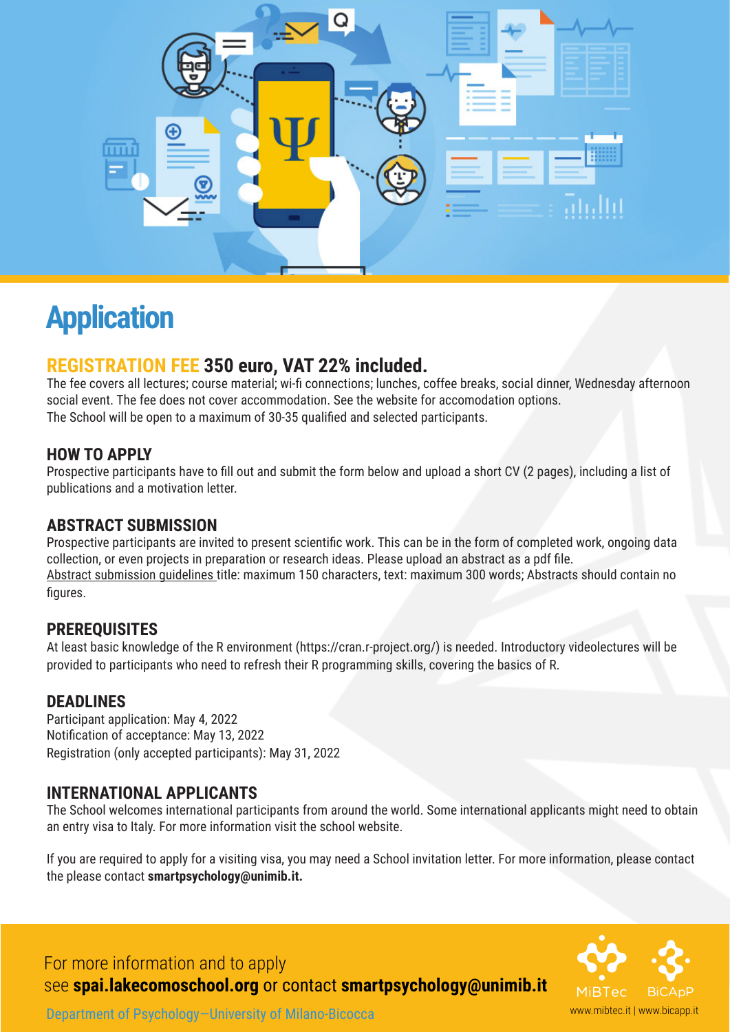# Application

## REGISTRATION FEE **350 euro, VAT 22% included.**

The fee covers all lectures; course material; wi-fi connections; lunches, coffee breaks, social dinner, Wednesday afternoon social event. The fee does not cover accommodation. See the website for accomodation options.
The School will be open to a maximum of 30-35 qualified and selected participants.

### HOW TO APPLY

Prospective participants have to fill out and submit the form below and upload a short CV (2 pages), including a list of publications and a motivation letter.

### ABSTRACT SUBMISSION

Prospective participants are invited to present scientific work. This can be in the form of completed work, ongoing data collection, or even projects in preparation or research ideas. Please upload an abstract as a pdf file.
Abstract submission guidelines title: maximum 150 characters, text: maximum 300 words; Abstracts should contain no figures.

### PREREQUISITES

At least basic knowledge of the R environment (https://cran.r-project.org/) is needed. Introductory videolectures will be provided to participants who need to refresh their R programming skills, covering the basics of R.

### DEADLINES

Participant application: May 4, 2022
Notification of acceptance: May 13, 2022
Registration (only accepted participants): May 31, 2022

### INTERNATIONAL APPLICANTS

The School welcomes international participants from around the world. Some international applicants might need to obtain an entry visa to Italy. For more information visit the school website.

If you are required to apply for a visiting visa, you may need a School invitation letter. For more information, please contact the please contact **smartpsychology@unimib.it.**

For more information and to apply
see **spai.lakecomoschool.org** or contact **smartpsychology@unimib.it**

Department of Psychology—University of Milano-Bicocca

MiBTec BiCApP
www.mibtec.it | www.bicapp.it